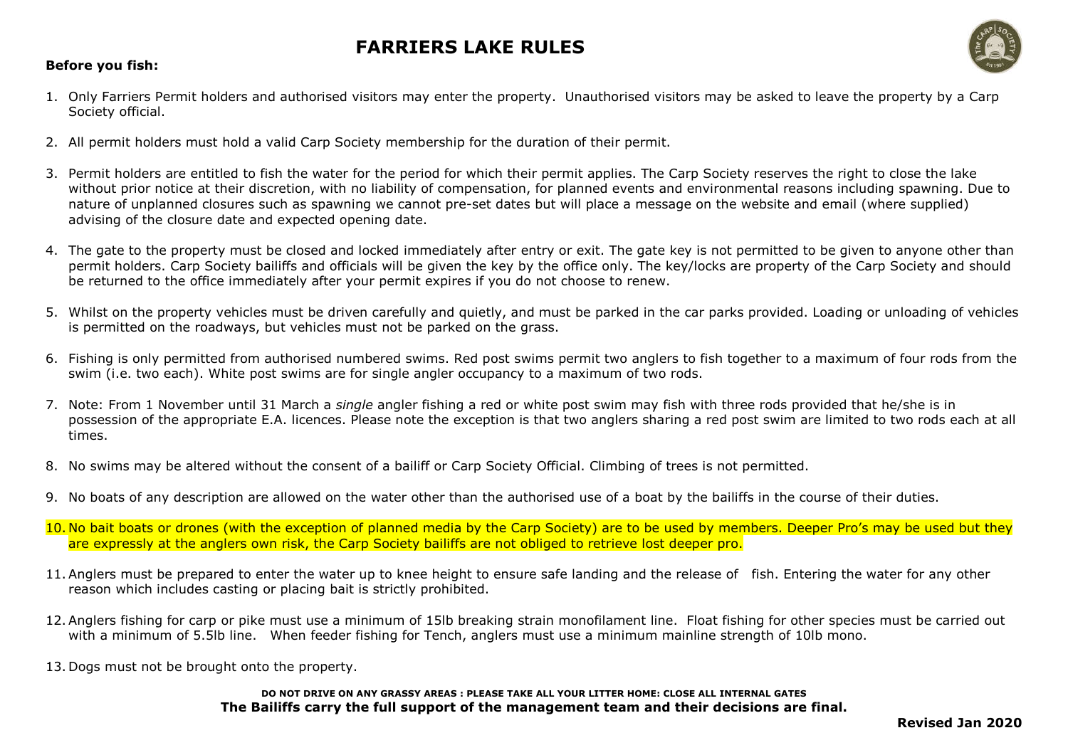# FARRIERS LAKE RULES

**Before you fish:**

1. Only Farriers Permit holders and authorised visitors may enter the property. Unauthorised visitors may be asked to leave the property by a Carp Society official.

2. All permit holders must hold a valid Carp Society membership for the duration of their permit.

3. Permit holders are entitled to fish the water for the period for which their permit applies. The Carp Society reserves the right to close the lake without prior notice at their discretion, with no liability of compensation, for planned events and environmental reasons including spawning. Due to nature of unplanned closures such as spawning we cannot pre-set dates but will place a message on the website and email (where supplied) advising of the closure date and expected opening date.

4. The gate to the property must be closed and locked immediately after entry or exit. The gate key is not permitted to be given to anyone other than permit holders. Carp Society bailiffs and officials will be given the key by the office only. The key/locks are property of the Carp Society and should be returned to the office immediately after your permit expires if you do not choose to renew.

5. Whilst on the property vehicles must be driven carefully and quietly, and must be parked in the car parks provided. Loading or unloading of vehicles is permitted on the roadways, but vehicles must not be parked on the grass.

6. Fishing is only permitted from authorised numbered swims. Red post swims permit two anglers to fish together to a maximum of four rods from the swim (i.e. two each). White post swims are for single angler occupancy to a maximum of two rods.

7. Note: From 1 November until 31 March a *single* angler fishing a red or white post swim may fish with three rods provided that he/she is in possession of the appropriate E.A. licences. Please note the exception is that two anglers sharing a red post swim are limited to two rods each at all times.

8. No swims may be altered without the consent of a bailiff or Carp Society Official. Climbing of trees is not permitted.

9. No boats of any description are allowed on the water other than the authorised use of a boat by the bailiffs in the course of their duties.

10. No bait boats or drones (with the exception of planned media by the Carp Society) are to be used by members. Deeper Pro's may be used but they are expressly at the anglers own risk, the Carp Society bailiffs are not obliged to retrieve lost deeper pro.

11. Anglers must be prepared to enter the water up to knee height to ensure safe landing and the release of fish. Entering the water for any other reason which includes casting or placing bait is strictly prohibited.

12. Anglers fishing for carp or pike must use a minimum of 15lb breaking strain monofilament line. Float fishing for other species must be carried out with a minimum of 5.5lb line. When feeder fishing for Tench, anglers must use a minimum mainline strength of 10lb mono.

13. Dogs must not be brought onto the property.

**DO NOT DRIVE ON ANY GRASSY AREAS : PLEASE TAKE ALL YOUR LITTER HOME: CLOSE ALL INTERNAL GATES**

**The Bailiffs carry the full support of the management team and their decisions are final.**

**Revised Jan 2020**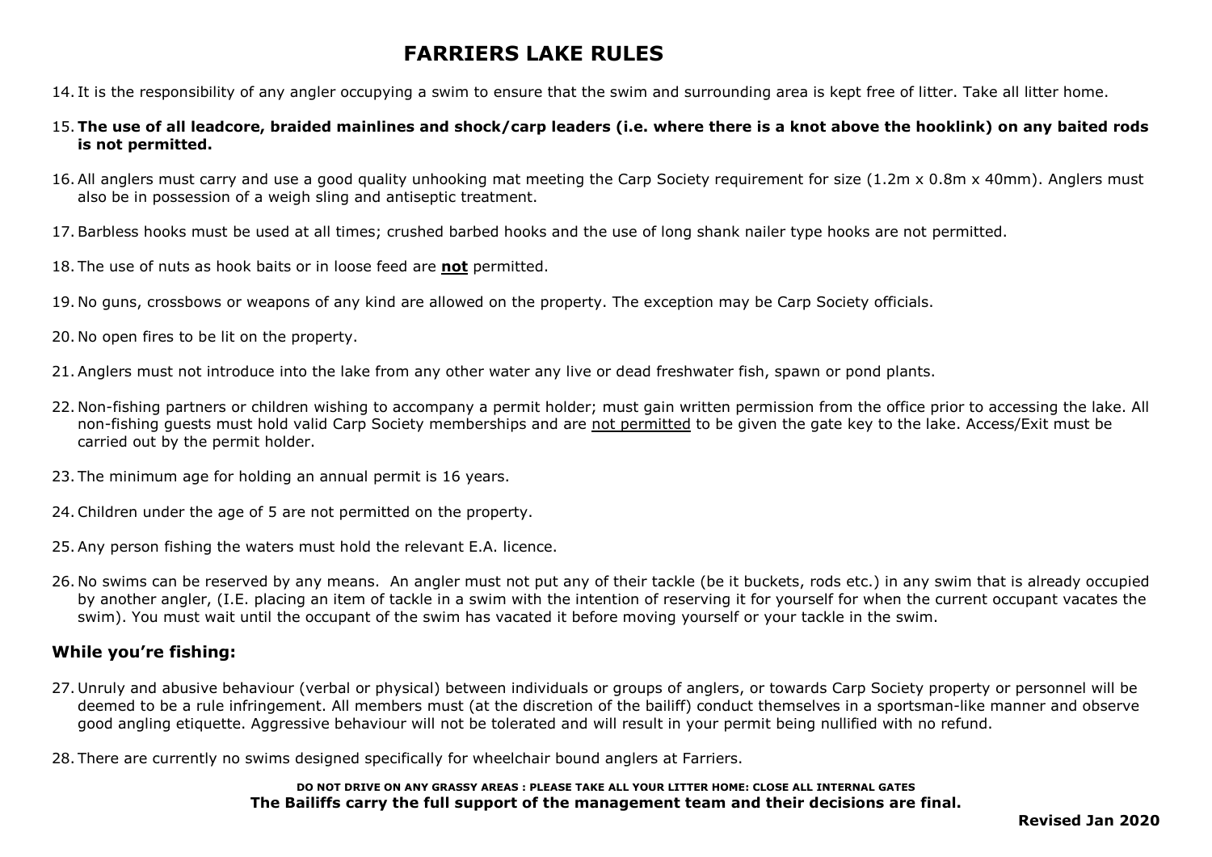# FARRIERS LAKE RULES

14. It is the responsibility of any angler occupying a swim to ensure that the swim and surrounding area is kept free of litter. Take all litter home.

15. **The use of all leadcore, braided mainlines and shock/carp leaders (i.e. where there is a knot above the hooklink) on any baited rods is not permitted.**

16. All anglers must carry and use a good quality unhooking mat meeting the Carp Society requirement for size (1.2m x 0.8m x 40mm). Anglers must also be in possession of a weigh sling and antiseptic treatment.

17. Barbless hooks must be used at all times; crushed barbed hooks and the use of long shank nailer type hooks are not permitted.

18. The use of nuts as hook baits or in loose feed are **not** permitted.

19. No guns, crossbows or weapons of any kind are allowed on the property. The exception may be Carp Society officials.

20. No open fires to be lit on the property.

21. Anglers must not introduce into the lake from any other water any live or dead freshwater fish, spawn or pond plants.

22. Non-fishing partners or children wishing to accompany a permit holder; must gain written permission from the office prior to accessing the lake. All non-fishing guests must hold valid Carp Society memberships and are not permitted to be given the gate key to the lake. Access/Exit must be carried out by the permit holder.

23. The minimum age for holding an annual permit is 16 years.

24. Children under the age of 5 are not permitted on the property.

25. Any person fishing the waters must hold the relevant E.A. licence.

26. No swims can be reserved by any means. An angler must not put any of their tackle (be it buckets, rods etc.) in any swim that is already occupied by another angler, (I.E. placing an item of tackle in a swim with the intention of reserving it for yourself for when the current occupant vacates the swim). You must wait until the occupant of the swim has vacated it before moving yourself or your tackle in the swim.

## While you're fishing:

27. Unruly and abusive behaviour (verbal or physical) between individuals or groups of anglers, or towards Carp Society property or personnel will be deemed to be a rule infringement. All members must (at the discretion of the bailiff) conduct themselves in a sportsman-like manner and observe good angling etiquette. Aggressive behaviour will not be tolerated and will result in your permit being nullified with no refund.

28. There are currently no swims designed specifically for wheelchair bound anglers at Farriers.

**DO NOT DRIVE ON ANY GRASSY AREAS : PLEASE TAKE ALL YOUR LITTER HOME: CLOSE ALL INTERNAL GATES**

**The Bailiffs carry the full support of the management team and their decisions are final.**

**Revised Jan 2020**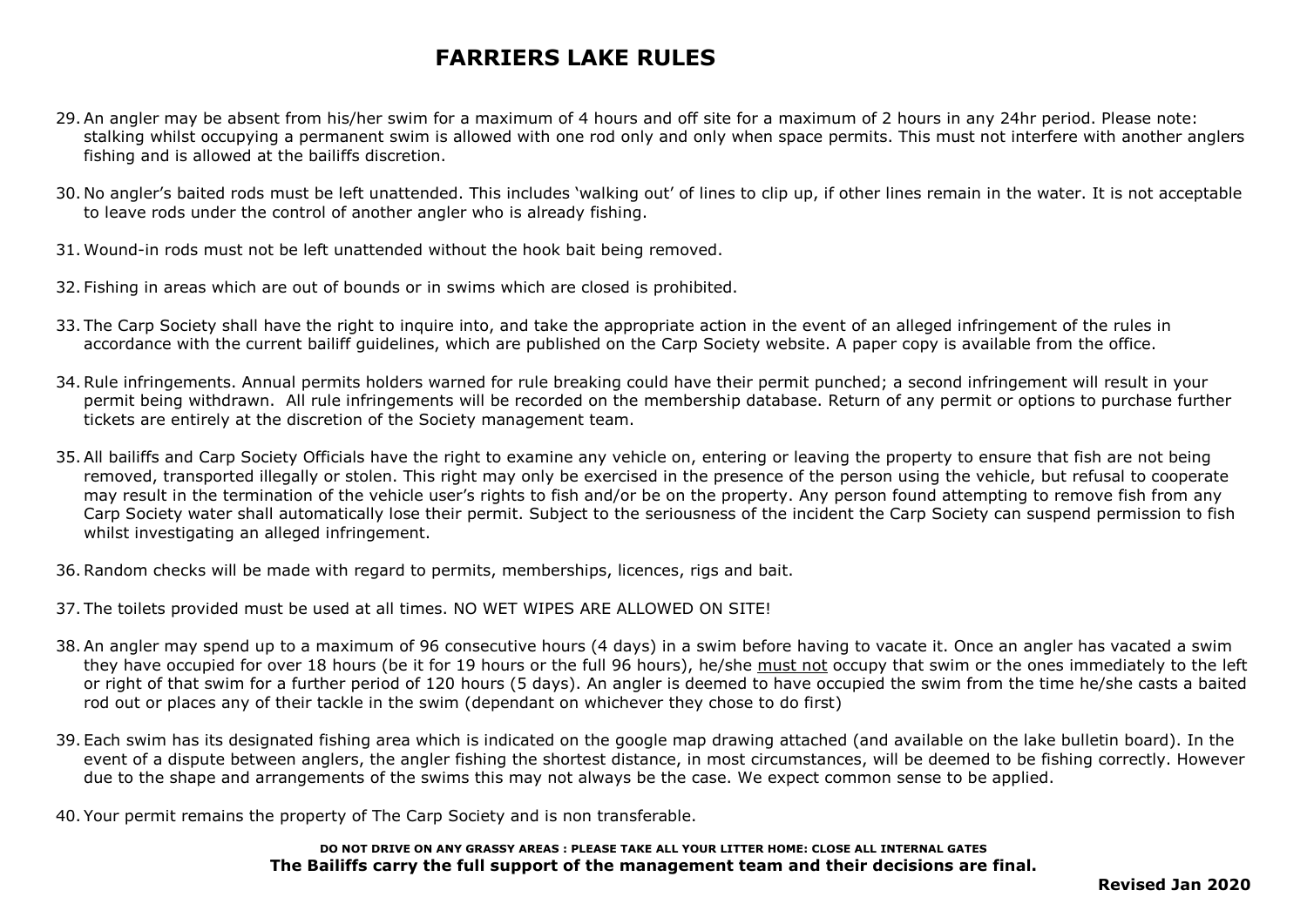# FARRIERS LAKE RULES

29. An angler may be absent from his/her swim for a maximum of 4 hours and off site for a maximum of 2 hours in any 24hr period. Please note: stalking whilst occupying a permanent swim is allowed with one rod only and only when space permits. This must not interfere with another anglers fishing and is allowed at the bailiffs discretion.

30. No angler's baited rods must be left unattended. This includes 'walking out' of lines to clip up, if other lines remain in the water. It is not acceptable to leave rods under the control of another angler who is already fishing.

31. Wound-in rods must not be left unattended without the hook bait being removed.

32. Fishing in areas which are out of bounds or in swims which are closed is prohibited.

33. The Carp Society shall have the right to inquire into, and take the appropriate action in the event of an alleged infringement of the rules in accordance with the current bailiff guidelines, which are published on the Carp Society website. A paper copy is available from the office.

34. Rule infringements. Annual permits holders warned for rule breaking could have their permit punched; a second infringement will result in your permit being withdrawn. All rule infringements will be recorded on the membership database. Return of any permit or options to purchase further tickets are entirely at the discretion of the Society management team.

35. All bailiffs and Carp Society Officials have the right to examine any vehicle on, entering or leaving the property to ensure that fish are not being removed, transported illegally or stolen. This right may only be exercised in the presence of the person using the vehicle, but refusal to cooperate may result in the termination of the vehicle user's rights to fish and/or be on the property. Any person found attempting to remove fish from any Carp Society water shall automatically lose their permit. Subject to the seriousness of the incident the Carp Society can suspend permission to fish whilst investigating an alleged infringement.

36. Random checks will be made with regard to permits, memberships, licences, rigs and bait.

37. The toilets provided must be used at all times. NO WET WIPES ARE ALLOWED ON SITE!

38. An angler may spend up to a maximum of 96 consecutive hours (4 days) in a swim before having to vacate it. Once an angler has vacated a swim they have occupied for over 18 hours (be it for 19 hours or the full 96 hours), he/she <u>must not</u> occupy that swim or the ones immediately to the left or right of that swim for a further period of 120 hours (5 days). An angler is deemed to have occupied the swim from the time he/she casts a baited rod out or places any of their tackle in the swim (dependant on whichever they chose to do first)

39. Each swim has its designated fishing area which is indicated on the google map drawing attached (and available on the lake bulletin board). In the event of a dispute between anglers, the angler fishing the shortest distance, in most circumstances, will be deemed to be fishing correctly. However due to the shape and arrangements of the swims this may not always be the case. We expect common sense to be applied.

40. Your permit remains the property of The Carp Society and is non transferable.

**DO NOT DRIVE ON ANY GRASSY AREAS : PLEASE TAKE ALL YOUR LITTER HOME: CLOSE ALL INTERNAL GATES**

**The Bailiffs carry the full support of the management team and their decisions are final.**

**Revised Jan 2020**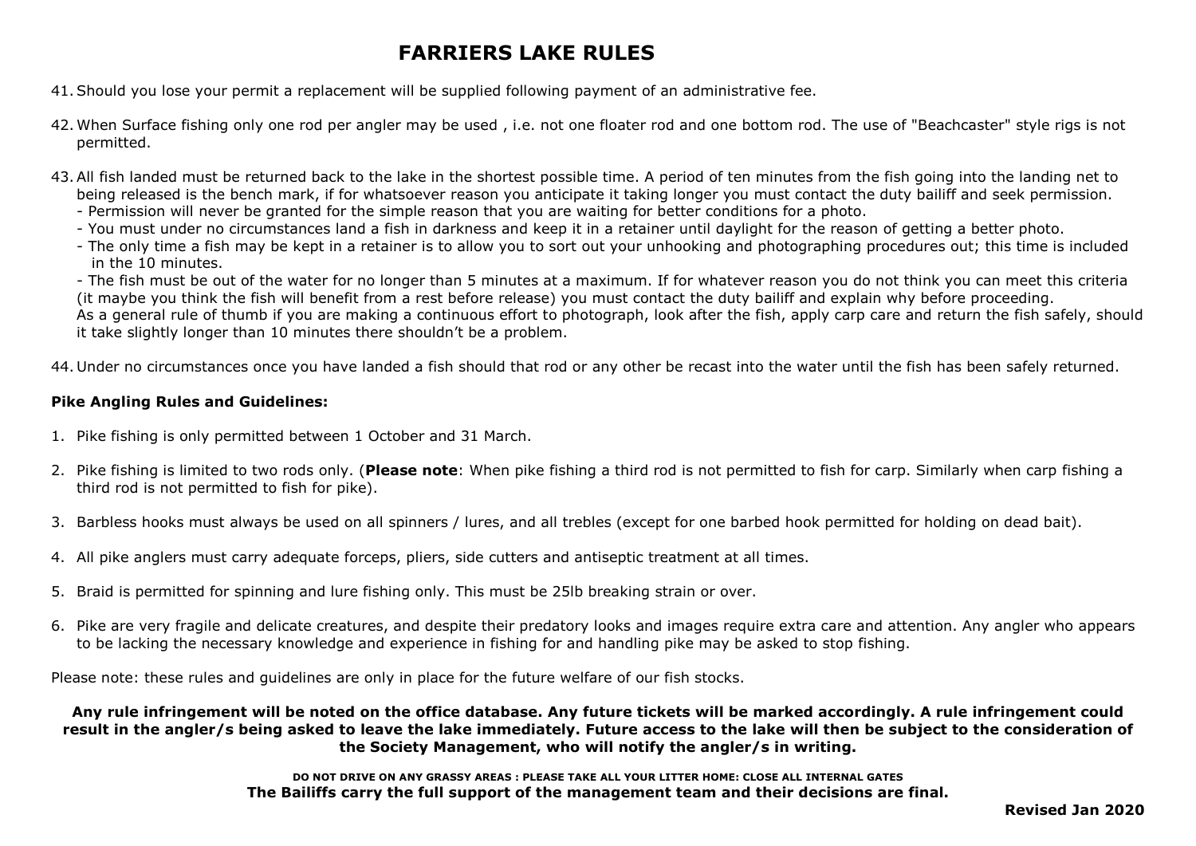# FARRIERS LAKE RULES

41. Should you lose your permit a replacement will be supplied following payment of an administrative fee.

42. When Surface fishing only one rod per angler may be used , i.e. not one floater rod and one bottom rod. The use of "Beachcaster" style rigs is not permitted.

43. All fish landed must be returned back to the lake in the shortest possible time. A period of ten minutes from the fish going into the landing net to being released is the bench mark, if for whatsoever reason you anticipate it taking longer you must contact the duty bailiff and seek permission.
   - Permission will never be granted for the simple reason that you are waiting for better conditions for a photo.
   - You must under no circumstances land a fish in darkness and keep it in a retainer until daylight for the reason of getting a better photo.
   - The only time a fish may be kept in a retainer is to allow you to sort out your unhooking and photographing procedures out; this time is included in the 10 minutes.
   - The fish must be out of the water for no longer than 5 minutes at a maximum. If for whatever reason you do not think you can meet this criteria (it maybe you think the fish will benefit from a rest before release) you must contact the duty bailiff and explain why before proceeding.

   As a general rule of thumb if you are making a continuous effort to photograph, look after the fish, apply carp care and return the fish safely, should it take slightly longer than 10 minutes there shouldn't be a problem.

44. Under no circumstances once you have landed a fish should that rod or any other be recast into the water until the fish has been safely returned.

**Pike Angling Rules and Guidelines:**

1. Pike fishing is only permitted between 1 October and 31 March.

2. Pike fishing is limited to two rods only. (**Please note**: When pike fishing a third rod is not permitted to fish for carp. Similarly when carp fishing a third rod is not permitted to fish for pike).

3. Barbless hooks must always be used on all spinners / lures, and all trebles (except for one barbed hook permitted for holding on dead bait).

4. All pike anglers must carry adequate forceps, pliers, side cutters and antiseptic treatment at all times.

5. Braid is permitted for spinning and lure fishing only. This must be 25lb breaking strain or over.

6. Pike are very fragile and delicate creatures, and despite their predatory looks and images require extra care and attention. Any angler who appears to be lacking the necessary knowledge and experience in fishing for and handling pike may be asked to stop fishing.

Please note: these rules and guidelines are only in place for the future welfare of our fish stocks.

**Any rule infringement will be noted on the office database. Any future tickets will be marked accordingly. A rule infringement could result in the angler/s being asked to leave the lake immediately. Future access to the lake will then be subject to the consideration of the Society Management, who will notify the angler/s in writing.**

**DO NOT DRIVE ON ANY GRASSY AREAS : PLEASE TAKE ALL YOUR LITTER HOME: CLOSE ALL INTERNAL GATES**

**The Bailiffs carry the full support of the management team and their decisions are final.**

**Revised Jan 2020**